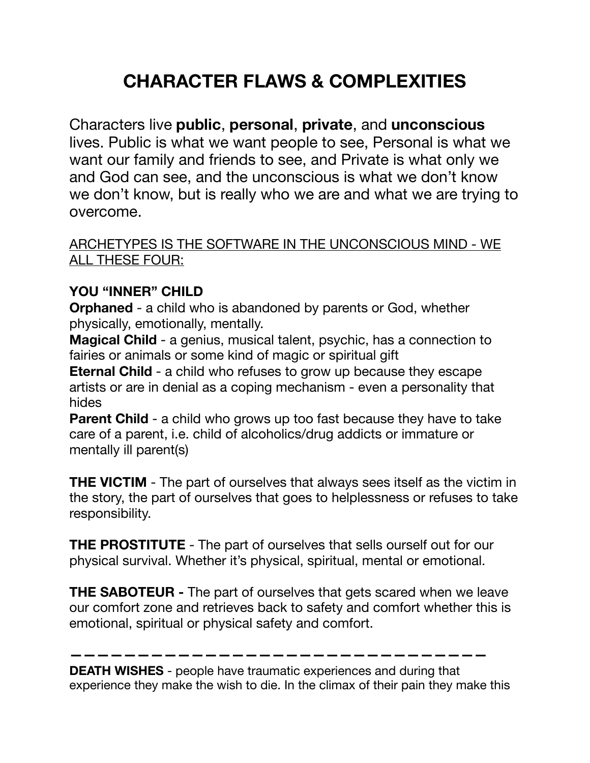# CHARACTER FLAWS & COMPLEXITIES

Characters live **public**, **personal**, **private**, and **unconscious** lives. Public is what we want people to see, Personal is what we want our family and friends to see, and Private is what only we and God can see, and the unconscious is what we don't know we don't know, but is really who we are and what we are trying to overcome.

<u>ARCHETYPES IS THE SOFTWARE IN THE UNCONSCIOUS MIND - WE ALL THESE FOUR:</u>

**YOU "INNER" CHILD**

**Orphaned** - a child who is abandoned by parents or God, whether physically, emotionally, mentally.

**Magical Child** - a genius, musical talent, psychic, has a connection to fairies or animals or some kind of magic or spiritual gift

**Eternal Child** - a child who refuses to grow up because they escape artists or are in denial as a coping mechanism - even a personality that hides

**Parent Child** - a child who grows up too fast because they have to take care of a parent, i.e. child of alcoholics/drug addicts or immature or mentally ill parent(s)

**THE VICTIM** - The part of ourselves that always sees itself as the victim in the story, the part of ourselves that goes to helplessness or refuses to take responsibility.

**THE PROSTITUTE** - The part of ourselves that sells ourself out for our physical survival. Whether it's physical, spiritual, mental or emotional.

**THE SABOTEUR -** The part of ourselves that gets scared when we leave our comfort zone and retrieves back to safety and comfort whether this is emotional, spiritual or physical safety and comfort.

---

**DEATH WISHES** - people have traumatic experiences and during that experience they make the wish to die. In the climax of their pain they make this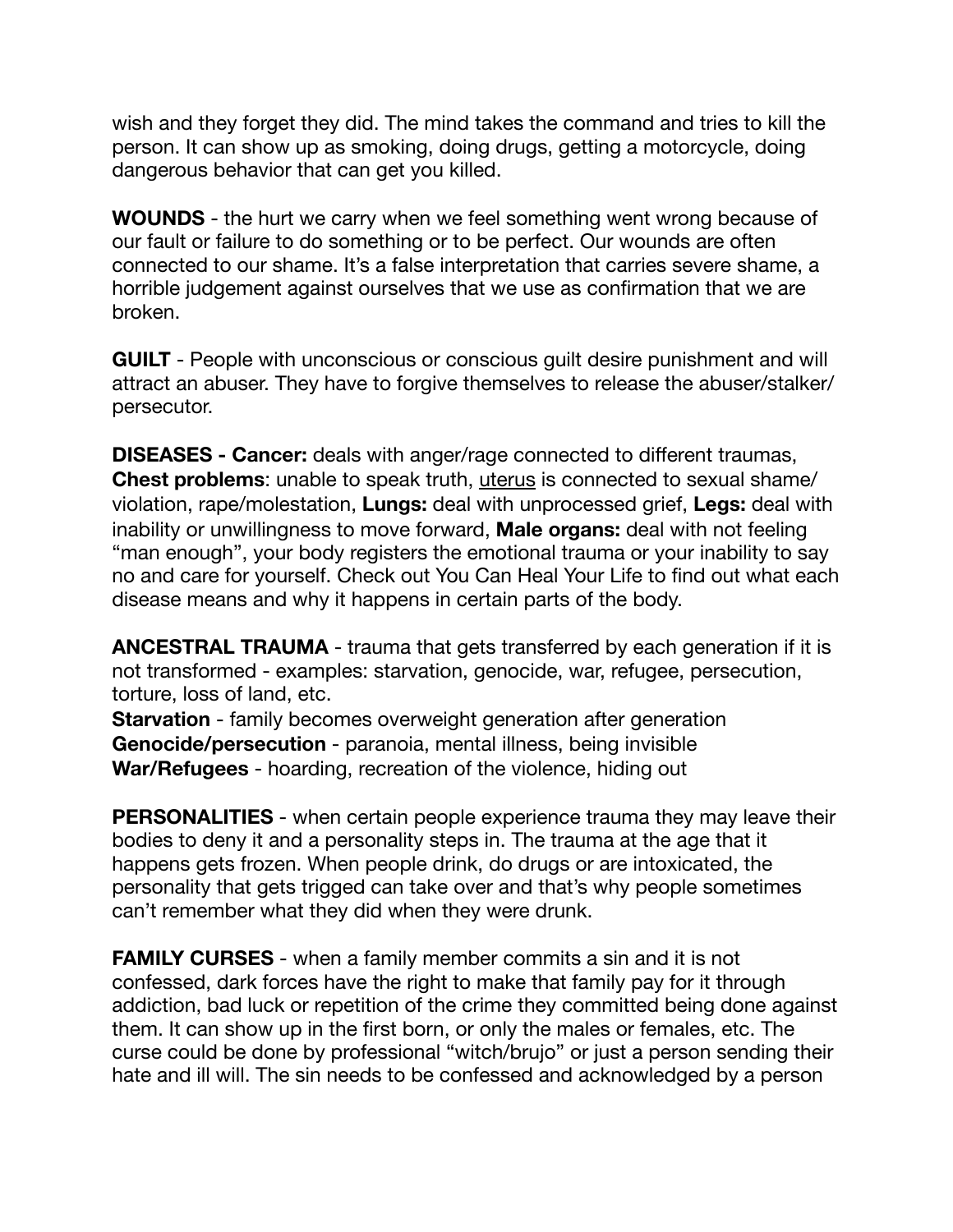wish and they forget they did. The mind takes the command and tries to kill the person. It can show up as smoking, doing drugs, getting a motorcycle, doing dangerous behavior that can get you killed.

**WOUNDS** - the hurt we carry when we feel something went wrong because of our fault or failure to do something or to be perfect. Our wounds are often connected to our shame. It's a false interpretation that carries severe shame, a horrible judgement against ourselves that we use as confirmation that we are broken.

**GUILT** - People with unconscious or conscious guilt desire punishment and will attract an abuser. They have to forgive themselves to release the abuser/stalker/persecutor.

**DISEASES - Cancer:** deals with anger/rage connected to different traumas, **Chest problems**: unable to speak truth, <u>uterus</u> is connected to sexual shame/violation, rape/molestation, **Lungs:** deal with unprocessed grief, **Legs:** deal with inability or unwillingness to move forward, **Male organs:** deal with not feeling "man enough", your body registers the emotional trauma or your inability to say no and care for yourself. Check out You Can Heal Your Life to find out what each disease means and why it happens in certain parts of the body.

**ANCESTRAL TRAUMA** - trauma that gets transferred by each generation if it is not transformed - examples: starvation, genocide, war, refugee, persecution, torture, loss of land, etc.
**Starvation** - family becomes overweight generation after generation
**Genocide/persecution** - paranoia, mental illness, being invisible
**War/Refugees** - hoarding, recreation of the violence, hiding out

**PERSONALITIES** - when certain people experience trauma they may leave their bodies to deny it and a personality steps in. The trauma at the age that it happens gets frozen. When people drink, do drugs or are intoxicated, the personality that gets trigged can take over and that's why people sometimes can't remember what they did when they were drunk.

**FAMILY CURSES** - when a family member commits a sin and it is not confessed, dark forces have the right to make that family pay for it through addiction, bad luck or repetition of the crime they committed being done against them. It can show up in the first born, or only the males or females, etc. The curse could be done by professional "witch/brujo" or just a person sending their hate and ill will. The sin needs to be confessed and acknowledged by a person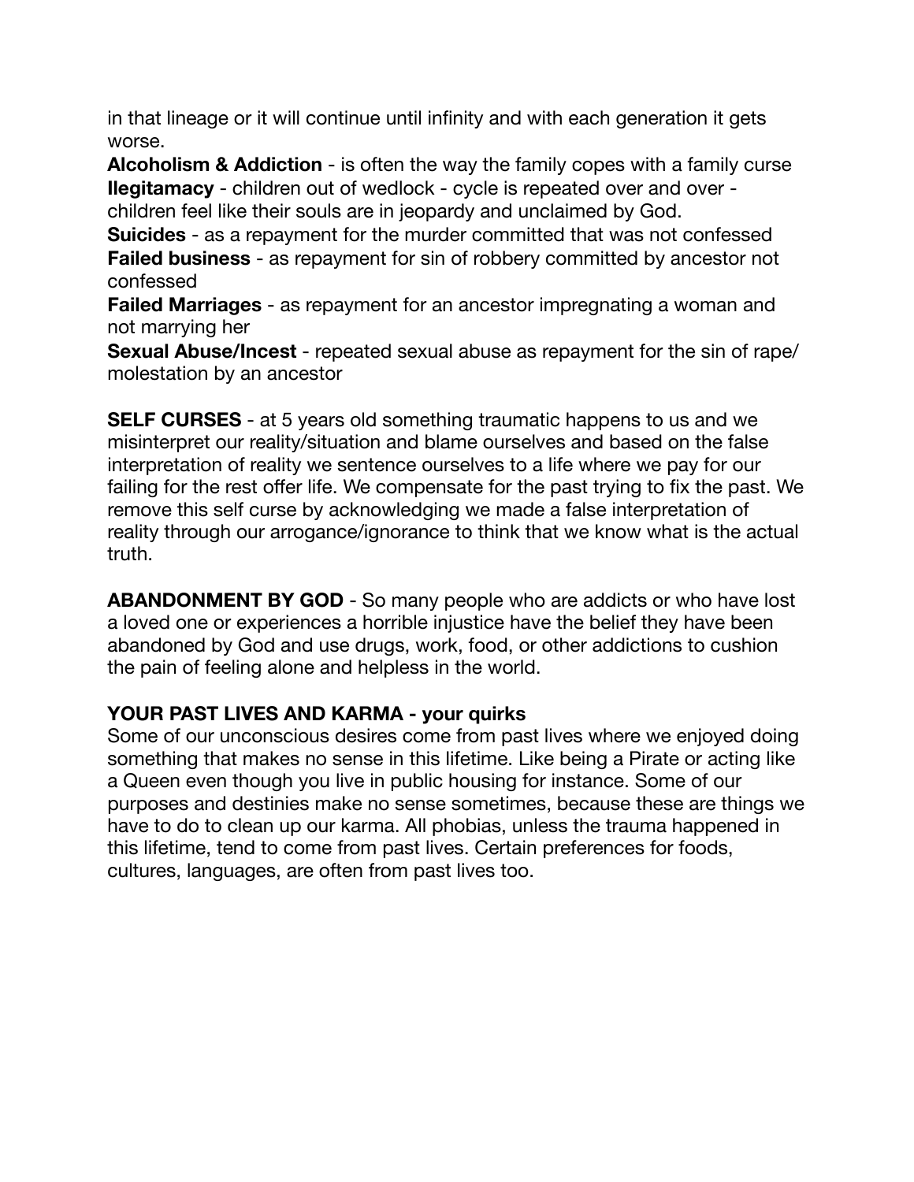in that lineage or it will continue until infinity and with each generation it gets worse.

**Alcoholism & Addiction** - is often the way the family copes with a family curse
**Ilegitamacy** - children out of wedlock - cycle is repeated over and over - children feel like their souls are in jeopardy and unclaimed by God.
**Suicides** - as a repayment for the murder committed that was not confessed
**Failed business** - as repayment for sin of robbery committed by ancestor not confessed
**Failed Marriages** - as repayment for an ancestor impregnating a woman and not marrying her
**Sexual Abuse/Incest** - repeated sexual abuse as repayment for the sin of rape/ molestation by an ancestor

**SELF CURSES** - at 5 years old something traumatic happens to us and we misinterpret our reality/situation and blame ourselves and based on the false interpretation of reality we sentence ourselves to a life where we pay for our failing for the rest offer life. We compensate for the past trying to fix the past. We remove this self curse by acknowledging we made a false interpretation of reality through our arrogance/ignorance to think that we know what is the actual truth.

**ABANDONMENT BY GOD** - So many people who are addicts or who have lost a loved one or experiences a horrible injustice have the belief they have been abandoned by God and use drugs, work, food, or other addictions to cushion the pain of feeling alone and helpless in the world.

**YOUR PAST LIVES AND KARMA - your quirks**

Some of our unconscious desires come from past lives where we enjoyed doing something that makes no sense in this lifetime. Like being a Pirate or acting like a Queen even though you live in public housing for instance. Some of our purposes and destinies make no sense sometimes, because these are things we have to do to clean up our karma. All phobias, unless the trauma happened in this lifetime, tend to come from past lives. Certain preferences for foods, cultures, languages, are often from past lives too.